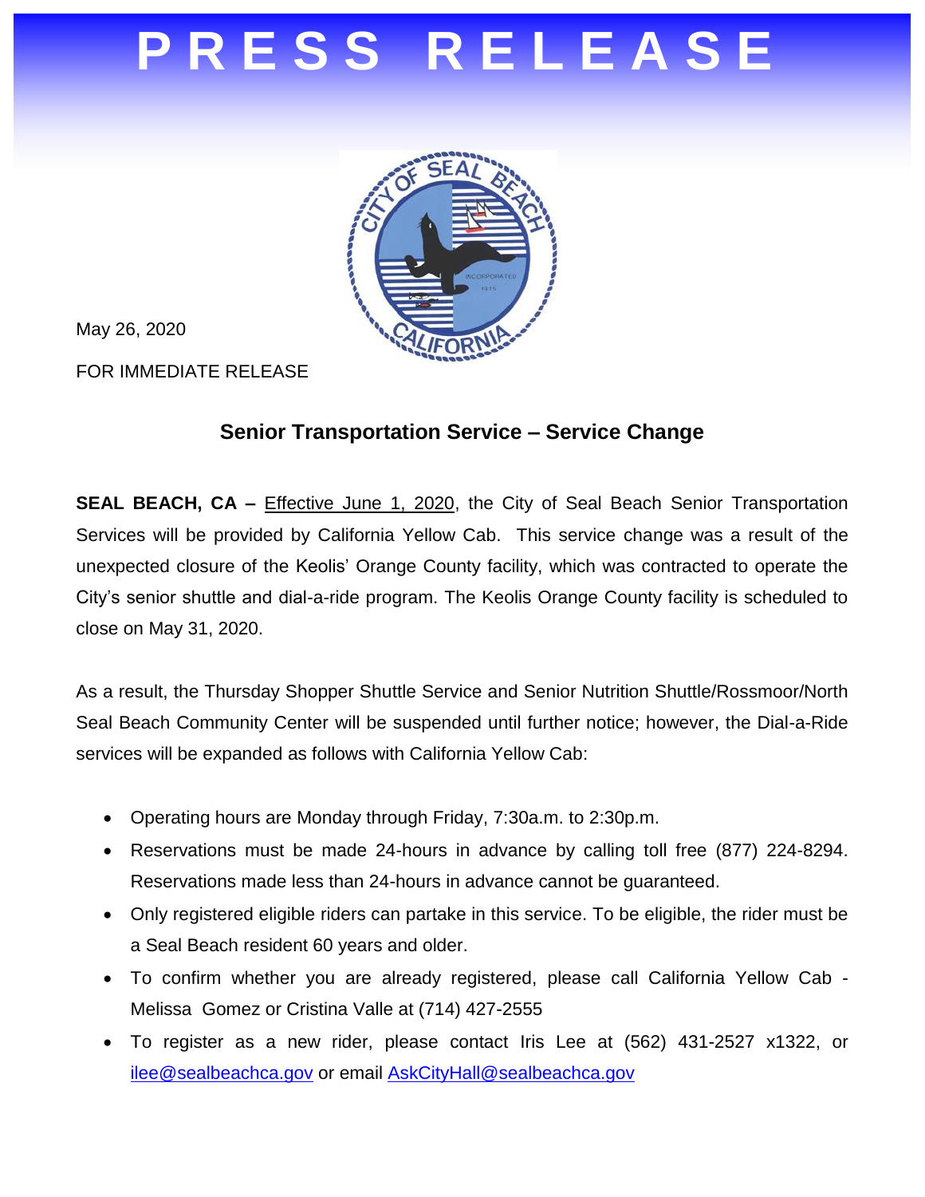# PRESS RELEASE

May 26, 2020

FOR IMMEDIATE RELEASE

## Senior Transportation Service – Service Change

**SEAL BEACH, CA –** Effective June 1, 2020, the City of Seal Beach Senior Transportation Services will be provided by California Yellow Cab. This service change was a result of the unexpected closure of the Keolis' Orange County facility, which was contracted to operate the City's senior shuttle and dial-a-ride program. The Keolis Orange County facility is scheduled to close on May 31, 2020.

As a result, the Thursday Shopper Shuttle Service and Senior Nutrition Shuttle/Rossmoor/North Seal Beach Community Center will be suspended until further notice; however, the Dial-a-Ride services will be expanded as follows with California Yellow Cab:

- Operating hours are Monday through Friday, 7:30a.m. to 2:30p.m.
- Reservations must be made 24-hours in advance by calling toll free (877) 224-8294. Reservations made less than 24-hours in advance cannot be guaranteed.
- Only registered eligible riders can partake in this service. To be eligible, the rider must be a Seal Beach resident 60 years and older.
- To confirm whether you are already registered, please call California Yellow Cab - Melissa Gomez or Cristina Valle at (714) 427-2555
- To register as a new rider, please contact Iris Lee at (562) 431-2527 x1322, or ilee@sealbeachca.gov or email AskCityHall@sealbeachca.gov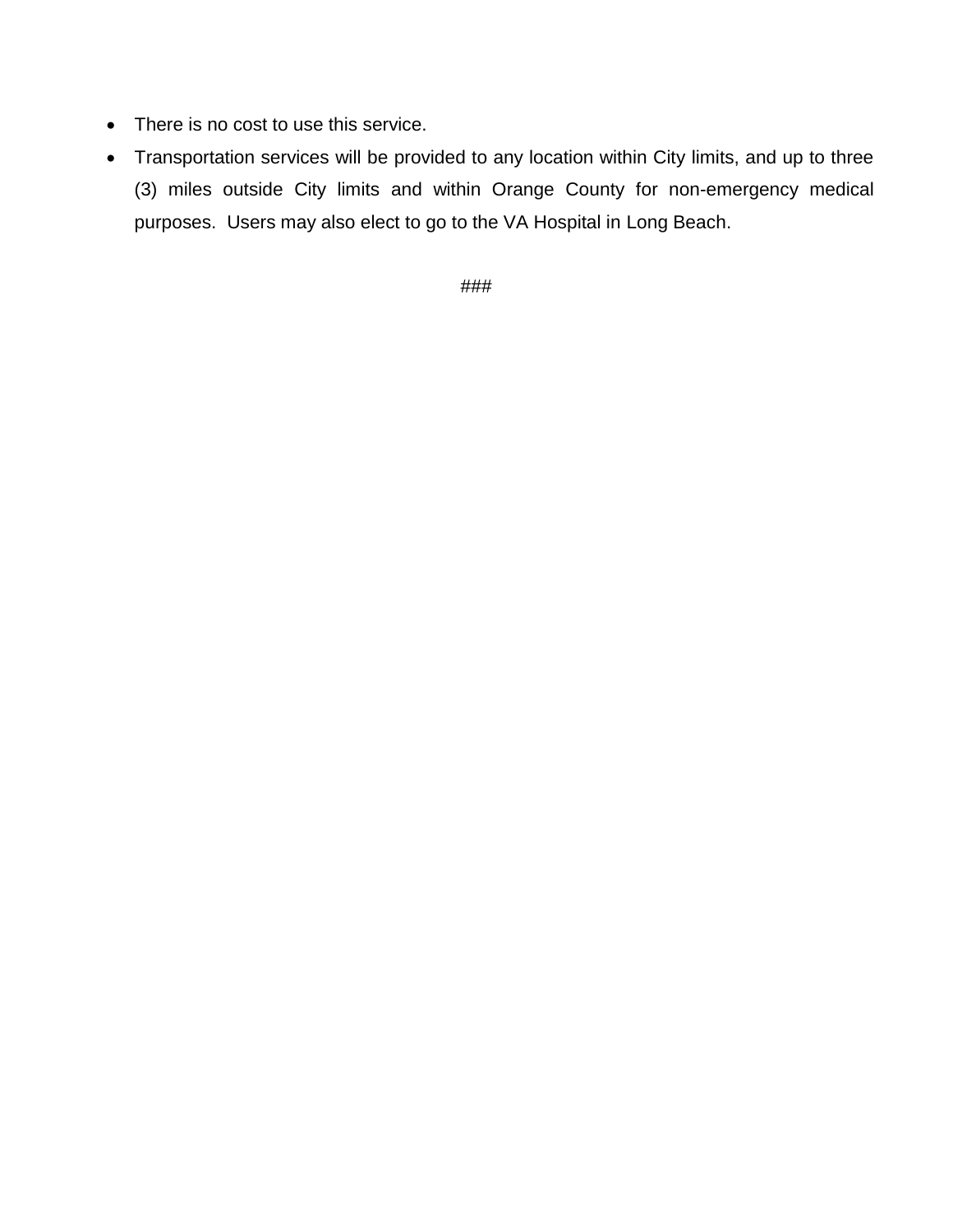- There is no cost to use this service.
- Transportation services will be provided to any location within City limits, and up to three (3) miles outside City limits and within Orange County for non-emergency medical purposes. Users may also elect to go to the VA Hospital in Long Beach.

###